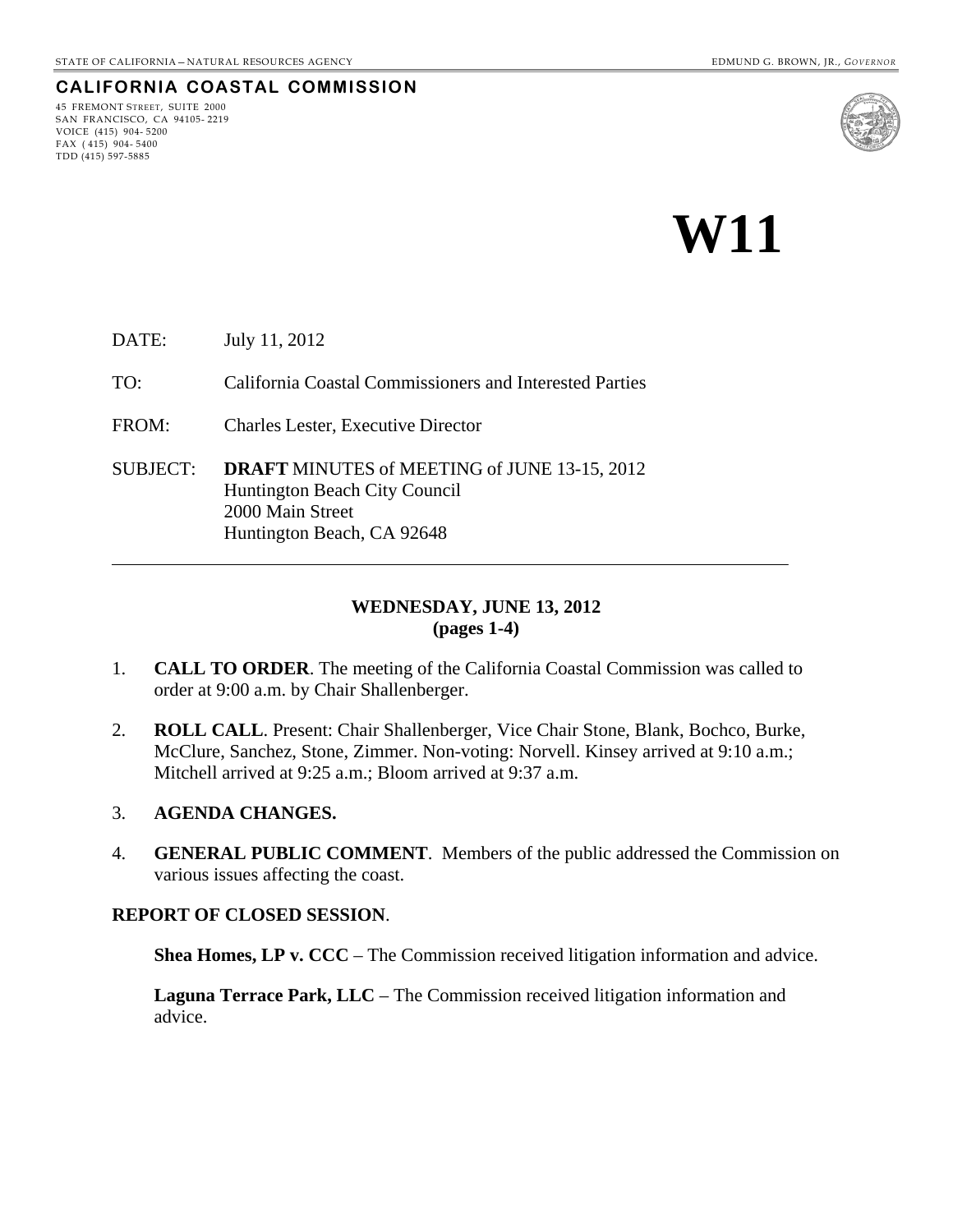STATE OF CALIFORNIA – NATURAL RESOURCES AGENCY EDMUND G. BROWN, JR., *GOVERNOR*

**CALIFORNIA COASTAL COMMISSION**

45 FREMONT STREET, SUITE 2000
SAN FRANCISCO, CA 94105-2219
VOICE (415) 904-5200
FAX (415) 904-5400
TDD (415) 597-5885

# W11

DATE: July 11, 2012

TO: California Coastal Commissioners and Interested Parties

FROM: Charles Lester, Executive Director

SUBJECT: **DRAFT** MINUTES of MEETING of JUNE 13-15, 2012
Huntington Beach City Council
2000 Main Street
Huntington Beach, CA 92648

---

## WEDNESDAY, JUNE 13, 2012
**(pages 1-4)**

1. **CALL TO ORDER**. The meeting of the California Coastal Commission was called to order at 9:00 a.m. by Chair Shallenberger.

2. **ROLL CALL**. Present: Chair Shallenberger, Vice Chair Stone, Blank, Bochco, Burke, McClure, Sanchez, Stone, Zimmer. Non-voting: Norvell. Kinsey arrived at 9:10 a.m.; Mitchell arrived at 9:25 a.m.; Bloom arrived at 9:37 a.m.

3. **AGENDA CHANGES.**

4. **GENERAL PUBLIC COMMENT**. Members of the public addressed the Commission on various issues affecting the coast.

**REPORT OF CLOSED SESSION**.

**Shea Homes, LP v. CCC** – The Commission received litigation information and advice.

**Laguna Terrace Park, LLC** – The Commission received litigation information and advice.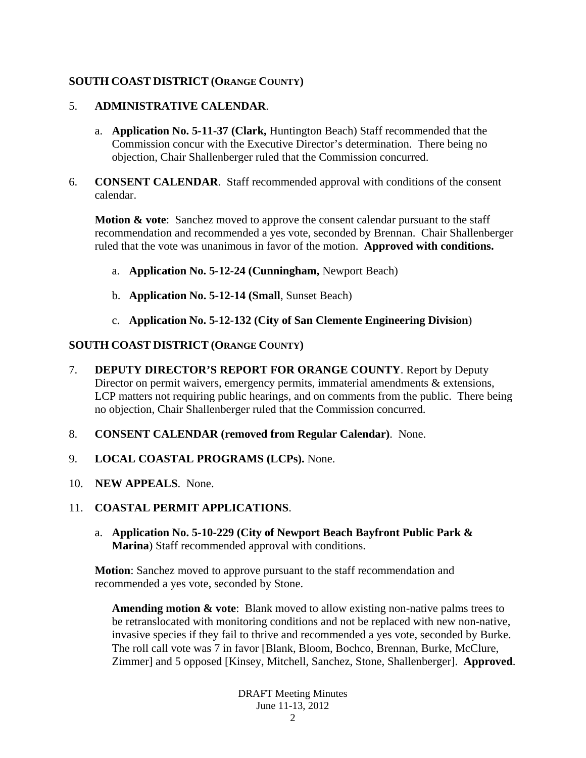**SOUTH COAST DISTRICT (ORANGE COUNTY)**

5. **ADMINISTRATIVE CALENDAR**.

   a. **Application No. 5-11-37 (Clark,** Huntington Beach) Staff recommended that the Commission concur with the Executive Director's determination. There being no objection, Chair Shallenberger ruled that the Commission concurred.

6. **CONSENT CALENDAR**. Staff recommended approval with conditions of the consent calendar.

   **Motion & vote**: Sanchez moved to approve the consent calendar pursuant to the staff recommendation and recommended a yes vote, seconded by Brennan. Chair Shallenberger ruled that the vote was unanimous in favor of the motion. **Approved with conditions.**

   a. **Application No. 5-12-24 (Cunningham,** Newport Beach)

   b. **Application No. 5-12-14 (Small**, Sunset Beach)

   c. **Application No. 5-12-132 (City of San Clemente Engineering Division**)

**SOUTH COAST DISTRICT (ORANGE COUNTY)**

7. **DEPUTY DIRECTOR'S REPORT FOR ORANGE COUNTY**. Report by Deputy Director on permit waivers, emergency permits, immaterial amendments & extensions, LCP matters not requiring public hearings, and on comments from the public. There being no objection, Chair Shallenberger ruled that the Commission concurred.

8. **CONSENT CALENDAR (removed from Regular Calendar)**. None.

9. **LOCAL COASTAL PROGRAMS (LCPs).** None.

10. **NEW APPEALS**. None.

11. **COASTAL PERMIT APPLICATIONS**.

    a. **Application No. 5-10-229 (City of Newport Beach Bayfront Public Park & Marina**) Staff recommended approval with conditions.

    **Motion**: Sanchez moved to approve pursuant to the staff recommendation and recommended a yes vote, seconded by Stone.

    **Amending motion & vote**: Blank moved to allow existing non-native palms trees to be retranslocated with monitoring conditions and not be replaced with new non-native, invasive species if they fail to thrive and recommended a yes vote, seconded by Burke. The roll call vote was 7 in favor [Blank, Bloom, Bochco, Brennan, Burke, McClure, Zimmer] and 5 opposed [Kinsey, Mitchell, Sanchez, Stone, Shallenberger]. **Approved**.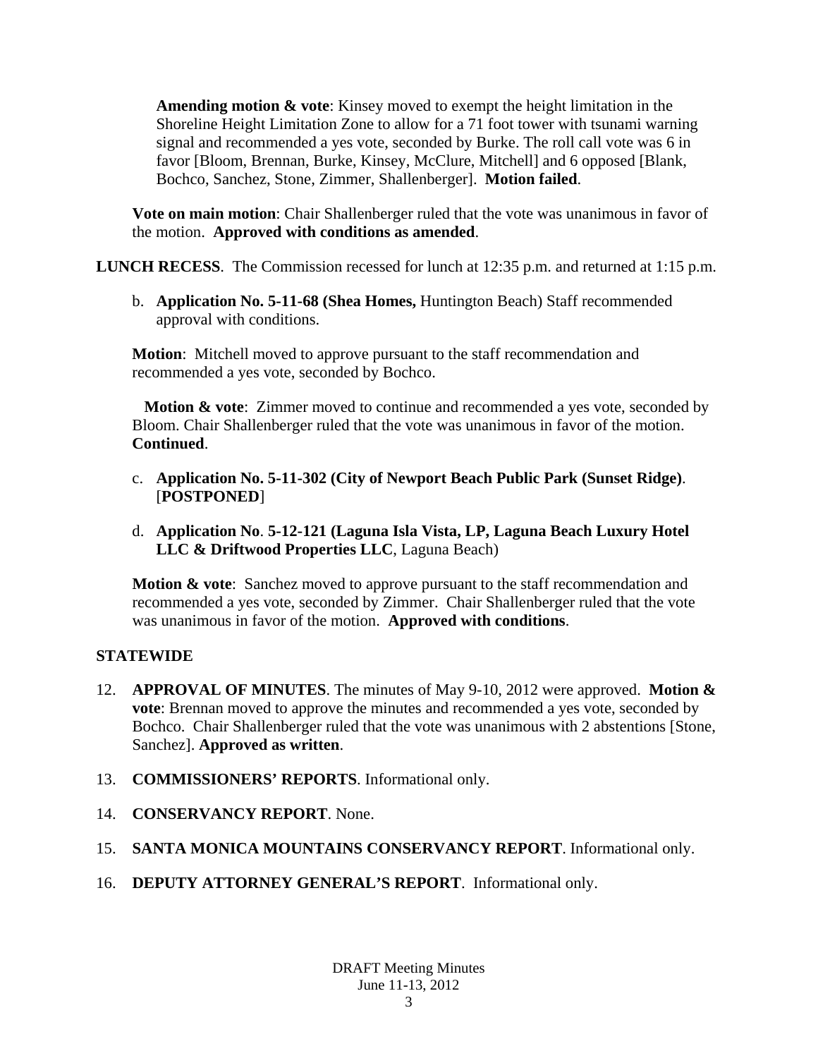**Amending motion & vote**: Kinsey moved to exempt the height limitation in the Shoreline Height Limitation Zone to allow for a 71 foot tower with tsunami warning signal and recommended a yes vote, seconded by Burke. The roll call vote was 6 in favor [Bloom, Brennan, Burke, Kinsey, McClure, Mitchell] and 6 opposed [Blank, Bochco, Sanchez, Stone, Zimmer, Shallenberger]. **Motion failed**.

**Vote on main motion**: Chair Shallenberger ruled that the vote was unanimous in favor of the motion. **Approved with conditions as amended**.

**LUNCH RECESS**. The Commission recessed for lunch at 12:35 p.m. and returned at 1:15 p.m.

b. **Application No. 5-11-68 (Shea Homes,** Huntington Beach) Staff recommended approval with conditions.

**Motion**: Mitchell moved to approve pursuant to the staff recommendation and recommended a yes vote, seconded by Bochco.

**Motion & vote**: Zimmer moved to continue and recommended a yes vote, seconded by Bloom. Chair Shallenberger ruled that the vote was unanimous in favor of the motion. **Continued**.

c. **Application No. 5-11-302 (City of Newport Beach Public Park (Sunset Ridge)**. [**POSTPONED**]

d. **Application No**. **5-12-121 (Laguna Isla Vista, LP, Laguna Beach Luxury Hotel LLC & Driftwood Properties LLC**, Laguna Beach)

**Motion & vote**: Sanchez moved to approve pursuant to the staff recommendation and recommended a yes vote, seconded by Zimmer. Chair Shallenberger ruled that the vote was unanimous in favor of the motion. **Approved with conditions**.

**STATEWIDE**

12. **APPROVAL OF MINUTES**. The minutes of May 9-10, 2012 were approved. **Motion & vote**: Brennan moved to approve the minutes and recommended a yes vote, seconded by Bochco. Chair Shallenberger ruled that the vote was unanimous with 2 abstentions [Stone, Sanchez]. **Approved as written**.

13. **COMMISSIONERS' REPORTS**. Informational only.

14. **CONSERVANCY REPORT**. None.

15. **SANTA MONICA MOUNTAINS CONSERVANCY REPORT**. Informational only.

16. **DEPUTY ATTORNEY GENERAL'S REPORT**. Informational only.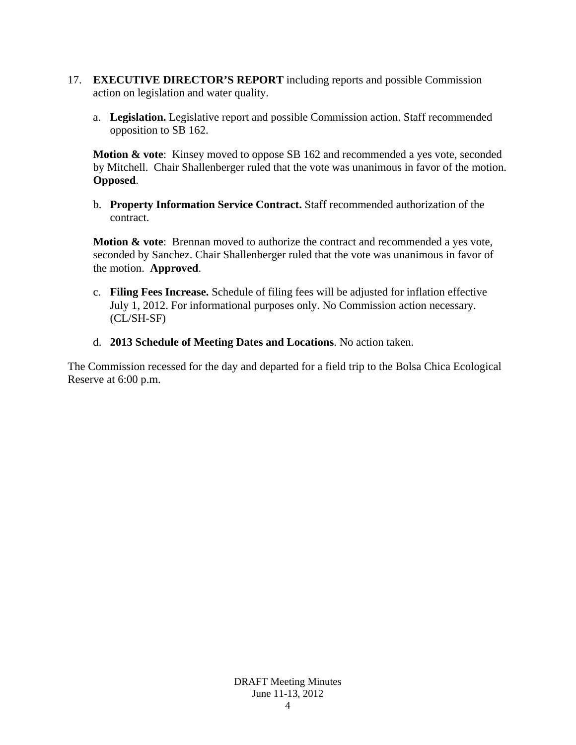17. **EXECUTIVE DIRECTOR'S REPORT** including reports and possible Commission action on legislation and water quality.

    a. **Legislation.** Legislative report and possible Commission action. Staff recommended opposition to SB 162.

    **Motion & vote**: Kinsey moved to oppose SB 162 and recommended a yes vote, seconded by Mitchell. Chair Shallenberger ruled that the vote was unanimous in favor of the motion. **Opposed**.

    b. **Property Information Service Contract.** Staff recommended authorization of the contract.

    **Motion & vote**: Brennan moved to authorize the contract and recommended a yes vote, seconded by Sanchez. Chair Shallenberger ruled that the vote was unanimous in favor of the motion. **Approved**.

    c. **Filing Fees Increase.** Schedule of filing fees will be adjusted for inflation effective July 1, 2012. For informational purposes only. No Commission action necessary. (CL/SH-SF)

    d. **2013 Schedule of Meeting Dates and Locations**. No action taken.

The Commission recessed for the day and departed for a field trip to the Bolsa Chica Ecological Reserve at 6:00 p.m.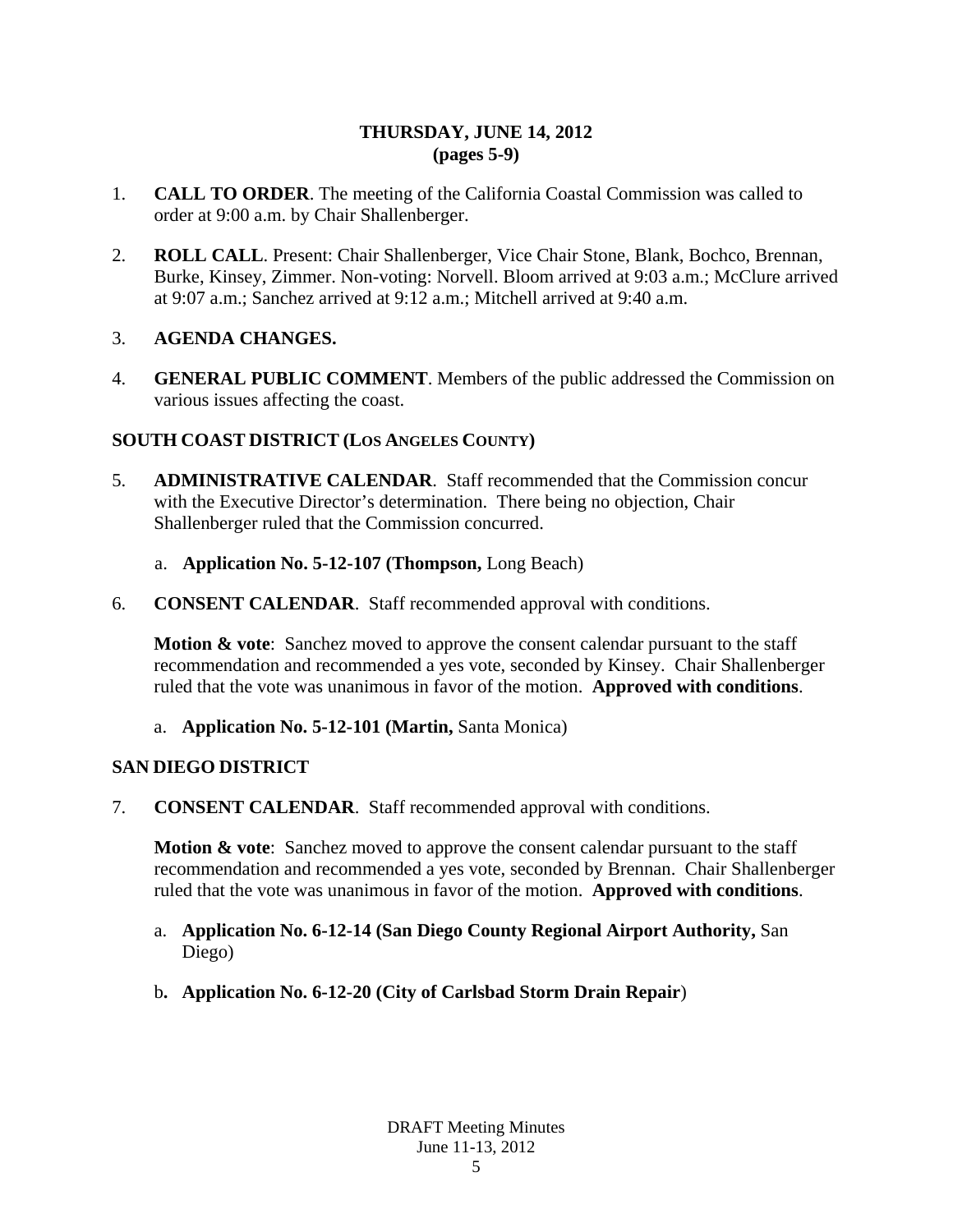**THURSDAY, JUNE 14, 2012**
**(pages 5-9)**

1. **CALL TO ORDER**. The meeting of the California Coastal Commission was called to order at 9:00 a.m. by Chair Shallenberger.

2. **ROLL CALL**. Present: Chair Shallenberger, Vice Chair Stone, Blank, Bochco, Brennan, Burke, Kinsey, Zimmer. Non-voting: Norvell. Bloom arrived at 9:03 a.m.; McClure arrived at 9:07 a.m.; Sanchez arrived at 9:12 a.m.; Mitchell arrived at 9:40 a.m.

3. **AGENDA CHANGES.**

4. **GENERAL PUBLIC COMMENT**. Members of the public addressed the Commission on various issues affecting the coast.

**SOUTH COAST DISTRICT (LOS ANGELES COUNTY)**

5. **ADMINISTRATIVE CALENDAR**. Staff recommended that the Commission concur with the Executive Director's determination. There being no objection, Chair Shallenberger ruled that the Commission concurred.

   a. **Application No. 5-12-107 (Thompson,** Long Beach)

6. **CONSENT CALENDAR**. Staff recommended approval with conditions.

   **Motion & vote**: Sanchez moved to approve the consent calendar pursuant to the staff recommendation and recommended a yes vote, seconded by Kinsey. Chair Shallenberger ruled that the vote was unanimous in favor of the motion. **Approved with conditions**.

   a. **Application No. 5-12-101 (Martin,** Santa Monica)

**SAN DIEGO DISTRICT**

7. **CONSENT CALENDAR**. Staff recommended approval with conditions.

   **Motion & vote**: Sanchez moved to approve the consent calendar pursuant to the staff recommendation and recommended a yes vote, seconded by Brennan. Chair Shallenberger ruled that the vote was unanimous in favor of the motion. **Approved with conditions**.

   a. **Application No. 6-12-14 (San Diego County Regional Airport Authority,** San Diego)

   b**. Application No. 6-12-20 (City of Carlsbad Storm Drain Repair**)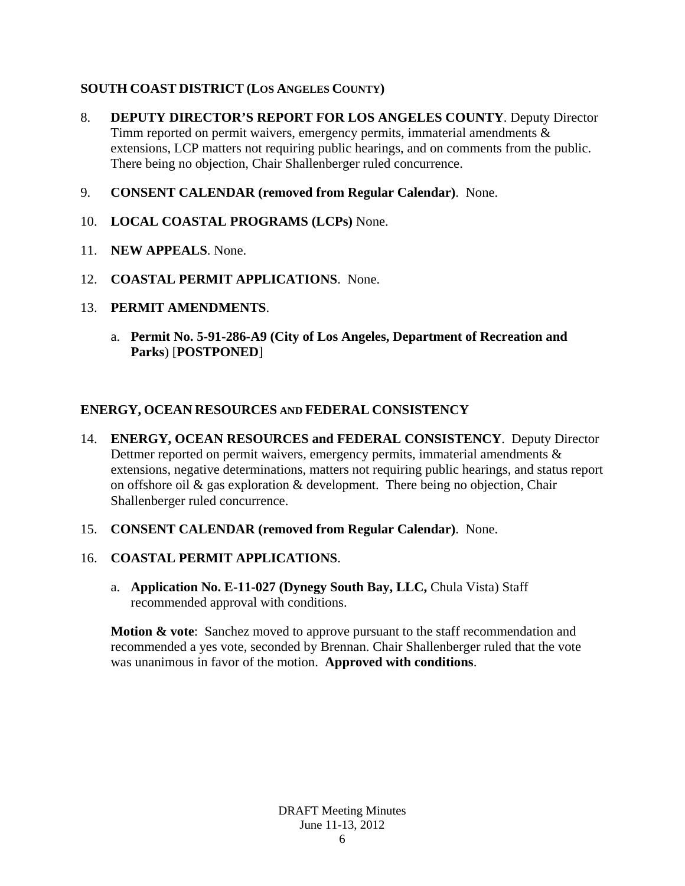## SOUTH COAST DISTRICT (LOS ANGELES COUNTY)

8. **DEPUTY DIRECTOR'S REPORT FOR LOS ANGELES COUNTY**. Deputy Director Timm reported on permit waivers, emergency permits, immaterial amendments & extensions, LCP matters not requiring public hearings, and on comments from the public. There being no objection, Chair Shallenberger ruled concurrence.

9. **CONSENT CALENDAR (removed from Regular Calendar)**. None.

10. **LOCAL COASTAL PROGRAMS (LCPs)** None.

11. **NEW APPEALS**. None.

12. **COASTAL PERMIT APPLICATIONS**. None.

13. **PERMIT AMENDMENTS**.

    a. **Permit No. 5-91-286-A9 (City of Los Angeles, Department of Recreation and Parks**) [**POSTPONED**]

## ENERGY, OCEAN RESOURCES AND FEDERAL CONSISTENCY

14. **ENERGY, OCEAN RESOURCES and FEDERAL CONSISTENCY**. Deputy Director Dettmer reported on permit waivers, emergency permits, immaterial amendments & extensions, negative determinations, matters not requiring public hearings, and status report on offshore oil & gas exploration & development. There being no objection, Chair Shallenberger ruled concurrence.

15. **CONSENT CALENDAR (removed from Regular Calendar)**. None.

16. **COASTAL PERMIT APPLICATIONS**.

    a. **Application No. E-11-027 (Dynegy South Bay, LLC,** Chula Vista) Staff recommended approval with conditions.

    **Motion & vote**: Sanchez moved to approve pursuant to the staff recommendation and recommended a yes vote, seconded by Brennan. Chair Shallenberger ruled that the vote was unanimous in favor of the motion. **Approved with conditions**.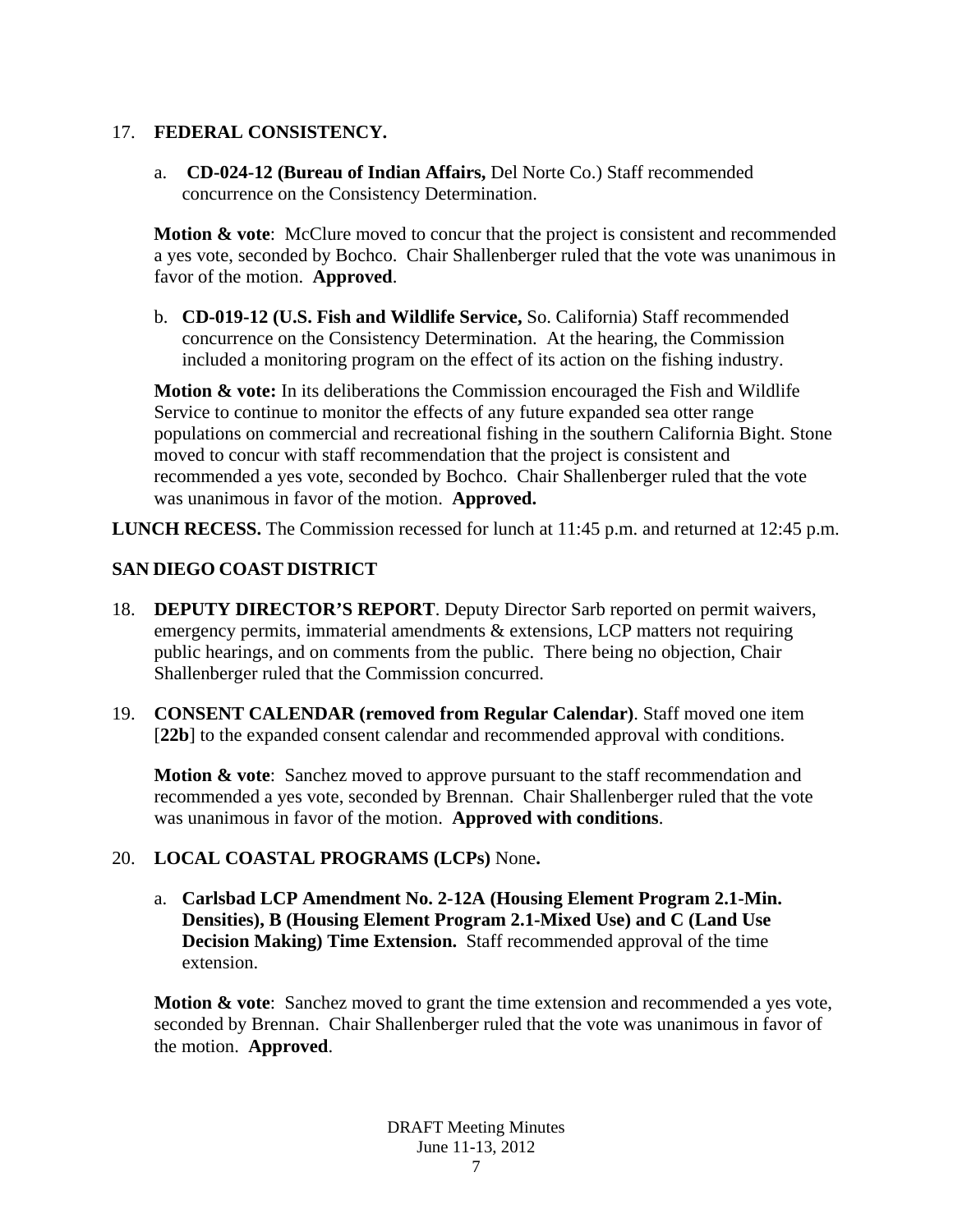17. **FEDERAL CONSISTENCY.**

   a. **CD-024-12 (Bureau of Indian Affairs,** Del Norte Co.) Staff recommended concurrence on the Consistency Determination.

   **Motion & vote**: McClure moved to concur that the project is consistent and recommended a yes vote, seconded by Bochco. Chair Shallenberger ruled that the vote was unanimous in favor of the motion. **Approved**.

   b. **CD-019-12 (U.S. Fish and Wildlife Service,** So. California) Staff recommended concurrence on the Consistency Determination. At the hearing, the Commission included a monitoring program on the effect of its action on the fishing industry.

   **Motion & vote:** In its deliberations the Commission encouraged the Fish and Wildlife Service to continue to monitor the effects of any future expanded sea otter range populations on commercial and recreational fishing in the southern California Bight. Stone moved to concur with staff recommendation that the project is consistent and recommended a yes vote, seconded by Bochco. Chair Shallenberger ruled that the vote was unanimous in favor of the motion. **Approved.**

**LUNCH RECESS.** The Commission recessed for lunch at 11:45 p.m. and returned at 12:45 p.m.

## SAN DIEGO COAST DISTRICT

18. **DEPUTY DIRECTOR'S REPORT**. Deputy Director Sarb reported on permit waivers, emergency permits, immaterial amendments & extensions, LCP matters not requiring public hearings, and on comments from the public. There being no objection, Chair Shallenberger ruled that the Commission concurred.

19. **CONSENT CALENDAR (removed from Regular Calendar)**. Staff moved one item [**22b**] to the expanded consent calendar and recommended approval with conditions.

   **Motion & vote**: Sanchez moved to approve pursuant to the staff recommendation and recommended a yes vote, seconded by Brennan. Chair Shallenberger ruled that the vote was unanimous in favor of the motion. **Approved with conditions**.

20. **LOCAL COASTAL PROGRAMS (LCPs)** None**.**

   a. **Carlsbad LCP Amendment No. 2-12A (Housing Element Program 2.1-Min. Densities), B (Housing Element Program 2.1-Mixed Use) and C (Land Use Decision Making) Time Extension.** Staff recommended approval of the time extension.

   **Motion & vote**: Sanchez moved to grant the time extension and recommended a yes vote, seconded by Brennan. Chair Shallenberger ruled that the vote was unanimous in favor of the motion. **Approved**.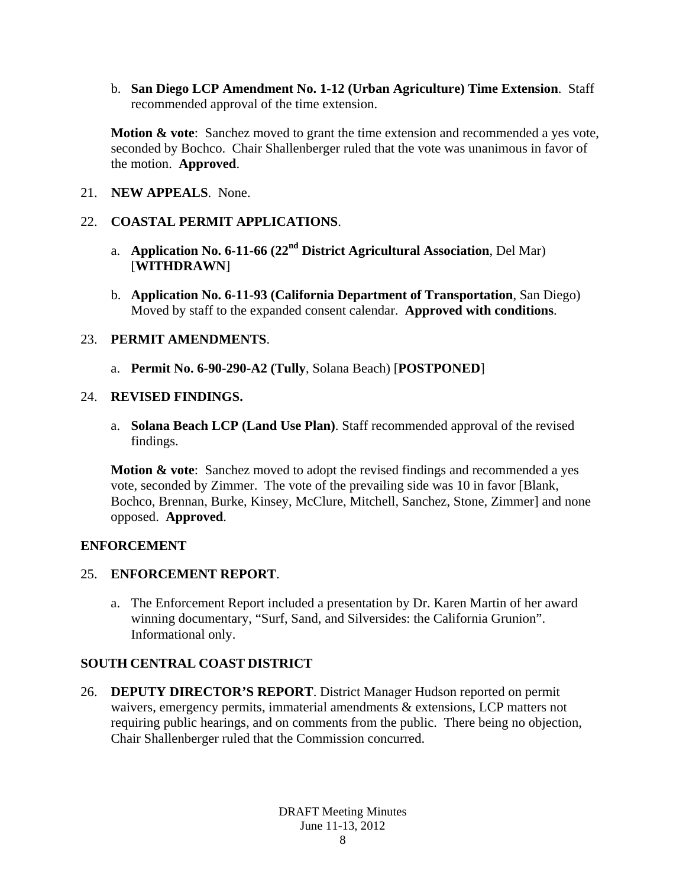b. **San Diego LCP Amendment No. 1-12 (Urban Agriculture) Time Extension**. Staff recommended approval of the time extension.

**Motion & vote**: Sanchez moved to grant the time extension and recommended a yes vote, seconded by Bochco. Chair Shallenberger ruled that the vote was unanimous in favor of the motion. **Approved**.

21. **NEW APPEALS**. None.

22. **COASTAL PERMIT APPLICATIONS**.

    a. **Application No. 6-11-66 (22nd District Agricultural Association**, Del Mar) [**WITHDRAWN**]

    b. **Application No. 6-11-93 (California Department of Transportation**, San Diego) Moved by staff to the expanded consent calendar. **Approved with conditions**.

23. **PERMIT AMENDMENTS**.

    a. **Permit No. 6-90-290-A2 (Tully**, Solana Beach) [**POSTPONED**]

24. **REVISED FINDINGS.**

    a. **Solana Beach LCP (Land Use Plan)**. Staff recommended approval of the revised findings.

**Motion & vote**: Sanchez moved to adopt the revised findings and recommended a yes vote, seconded by Zimmer. The vote of the prevailing side was 10 in favor [Blank, Bochco, Brennan, Burke, Kinsey, McClure, Mitchell, Sanchez, Stone, Zimmer] and none opposed. **Approved**.

## ENFORCEMENT

25. **ENFORCEMENT REPORT**.

    a. The Enforcement Report included a presentation by Dr. Karen Martin of her award winning documentary, "Surf, Sand, and Silversides: the California Grunion". Informational only.

## SOUTH CENTRAL COAST DISTRICT

26. **DEPUTY DIRECTOR'S REPORT**. District Manager Hudson reported on permit waivers, emergency permits, immaterial amendments & extensions, LCP matters not requiring public hearings, and on comments from the public. There being no objection, Chair Shallenberger ruled that the Commission concurred.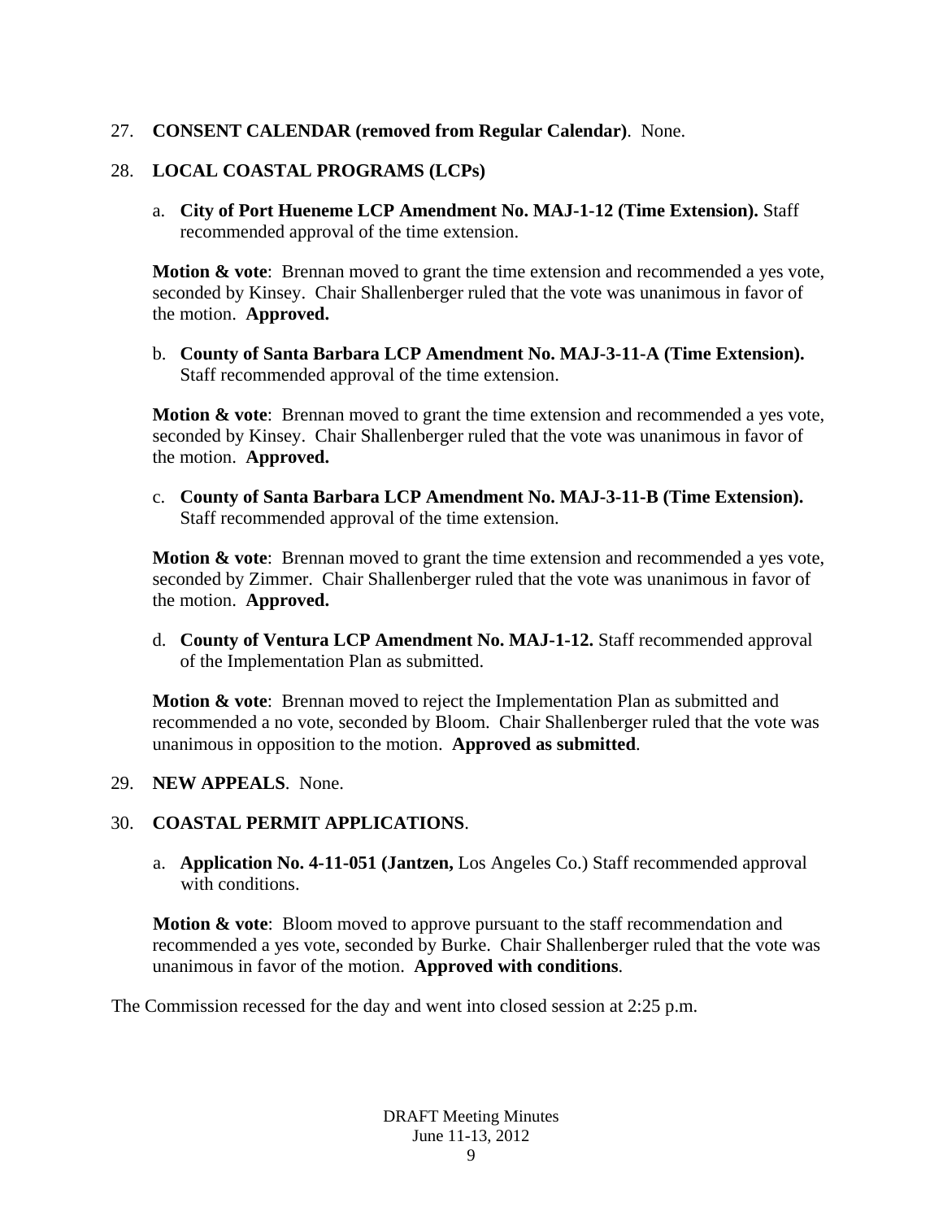27. **CONSENT CALENDAR (removed from Regular Calendar)**. None.

28. **LOCAL COASTAL PROGRAMS (LCPs)**

    a. **City of Port Hueneme LCP Amendment No. MAJ-1-12 (Time Extension).** Staff recommended approval of the time extension.

    **Motion & vote**: Brennan moved to grant the time extension and recommended a yes vote, seconded by Kinsey. Chair Shallenberger ruled that the vote was unanimous in favor of the motion. **Approved.**

    b. **County of Santa Barbara LCP Amendment No. MAJ-3-11-A (Time Extension).** Staff recommended approval of the time extension.

    **Motion & vote**: Brennan moved to grant the time extension and recommended a yes vote, seconded by Kinsey. Chair Shallenberger ruled that the vote was unanimous in favor of the motion. **Approved.**

    c. **County of Santa Barbara LCP Amendment No. MAJ-3-11-B (Time Extension).** Staff recommended approval of the time extension.

    **Motion & vote**: Brennan moved to grant the time extension and recommended a yes vote, seconded by Zimmer. Chair Shallenberger ruled that the vote was unanimous in favor of the motion. **Approved.**

    d. **County of Ventura LCP Amendment No. MAJ-1-12.** Staff recommended approval of the Implementation Plan as submitted.

    **Motion & vote**: Brennan moved to reject the Implementation Plan as submitted and recommended a no vote, seconded by Bloom. Chair Shallenberger ruled that the vote was unanimous in opposition to the motion. **Approved as submitted**.

29. **NEW APPEALS**. None.

30. **COASTAL PERMIT APPLICATIONS**.

    a. **Application No. 4-11-051 (Jantzen,** Los Angeles Co.) Staff recommended approval with conditions.

    **Motion & vote**: Bloom moved to approve pursuant to the staff recommendation and recommended a yes vote, seconded by Burke. Chair Shallenberger ruled that the vote was unanimous in favor of the motion. **Approved with conditions**.

The Commission recessed for the day and went into closed session at 2:25 p.m.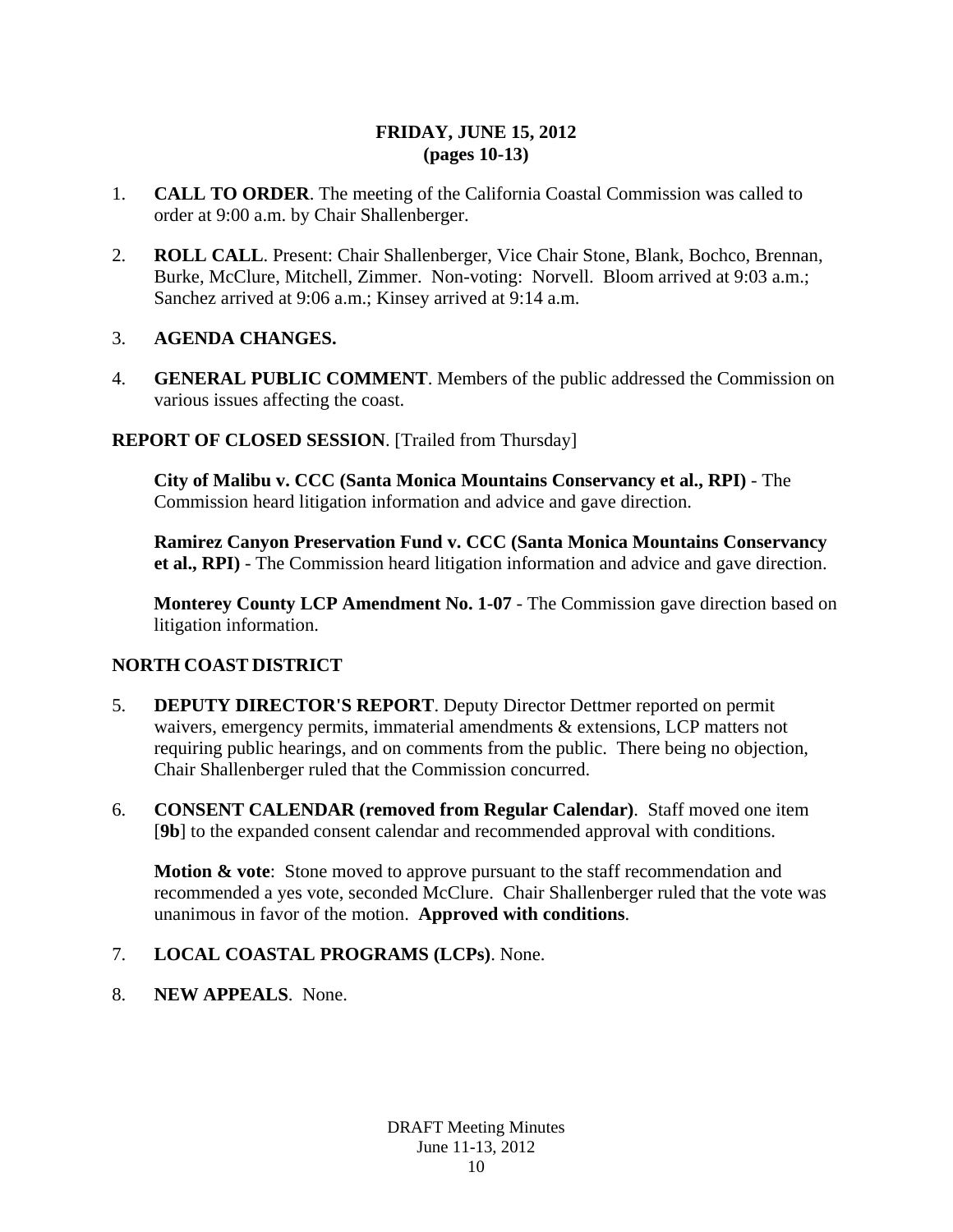**FRIDAY, JUNE 15, 2012**
**(pages 10-13)**

1. **CALL TO ORDER**. The meeting of the California Coastal Commission was called to order at 9:00 a.m. by Chair Shallenberger.

2. **ROLL CALL**. Present: Chair Shallenberger, Vice Chair Stone, Blank, Bochco, Brennan, Burke, McClure, Mitchell, Zimmer. Non-voting: Norvell. Bloom arrived at 9:03 a.m.; Sanchez arrived at 9:06 a.m.; Kinsey arrived at 9:14 a.m.

3. **AGENDA CHANGES.**

4. **GENERAL PUBLIC COMMENT**. Members of the public addressed the Commission on various issues affecting the coast.

**REPORT OF CLOSED SESSION**. [Trailed from Thursday]

**City of Malibu v. CCC (Santa Monica Mountains Conservancy et al., RPI)** - The Commission heard litigation information and advice and gave direction.

**Ramirez Canyon Preservation Fund v. CCC (Santa Monica Mountains Conservancy et al., RPI)** - The Commission heard litigation information and advice and gave direction.

**Monterey County LCP Amendment No. 1-07** - The Commission gave direction based on litigation information.

**NORTH COAST DISTRICT**

5. **DEPUTY DIRECTOR'S REPORT**. Deputy Director Dettmer reported on permit waivers, emergency permits, immaterial amendments & extensions, LCP matters not requiring public hearings, and on comments from the public. There being no objection, Chair Shallenberger ruled that the Commission concurred.

6. **CONSENT CALENDAR (removed from Regular Calendar)**. Staff moved one item [**9b**] to the expanded consent calendar and recommended approval with conditions.

   **Motion & vote**: Stone moved to approve pursuant to the staff recommendation and recommended a yes vote, seconded McClure. Chair Shallenberger ruled that the vote was unanimous in favor of the motion. **Approved with conditions**.

7. **LOCAL COASTAL PROGRAMS (LCPs)**. None.

8. **NEW APPEALS**. None.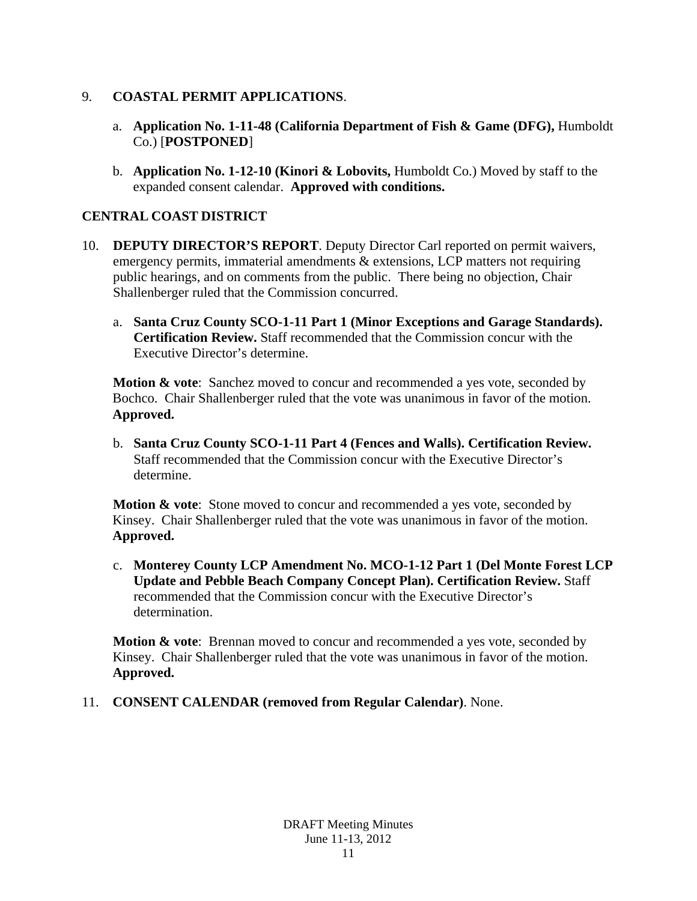9. **COASTAL PERMIT APPLICATIONS**.

   a. **Application No. 1-11-48 (California Department of Fish & Game (DFG),** Humboldt Co.) [**POSTPONED**]

   b. **Application No. 1-12-10 (Kinori & Lobovits,** Humboldt Co.) Moved by staff to the expanded consent calendar. **Approved with conditions.**

**CENTRAL COAST DISTRICT**

10. **DEPUTY DIRECTOR'S REPORT**. Deputy Director Carl reported on permit waivers, emergency permits, immaterial amendments & extensions, LCP matters not requiring public hearings, and on comments from the public. There being no objection, Chair Shallenberger ruled that the Commission concurred.

    a. **Santa Cruz County SCO-1-11 Part 1 (Minor Exceptions and Garage Standards). Certification Review.** Staff recommended that the Commission concur with the Executive Director's determine.

    **Motion & vote**: Sanchez moved to concur and recommended a yes vote, seconded by Bochco. Chair Shallenberger ruled that the vote was unanimous in favor of the motion. **Approved.**

    b. **Santa Cruz County SCO-1-11 Part 4 (Fences and Walls). Certification Review.** Staff recommended that the Commission concur with the Executive Director's determine.

    **Motion & vote**: Stone moved to concur and recommended a yes vote, seconded by Kinsey. Chair Shallenberger ruled that the vote was unanimous in favor of the motion. **Approved.**

    c. **Monterey County LCP Amendment No. MCO-1-12 Part 1 (Del Monte Forest LCP Update and Pebble Beach Company Concept Plan). Certification Review.** Staff recommended that the Commission concur with the Executive Director's determination.

    **Motion & vote**: Brennan moved to concur and recommended a yes vote, seconded by Kinsey. Chair Shallenberger ruled that the vote was unanimous in favor of the motion. **Approved.**

11. **CONSENT CALENDAR (removed from Regular Calendar)**. None.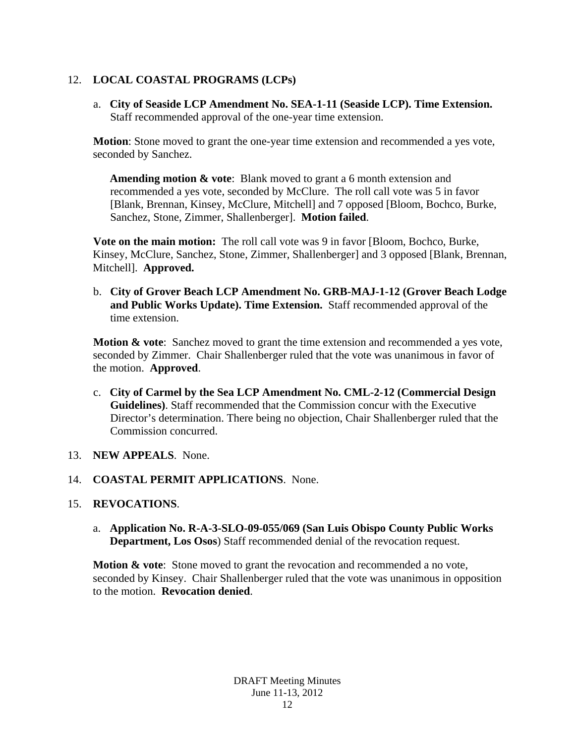12. **LOCAL COASTAL PROGRAMS (LCPs)**

   a. **City of Seaside LCP Amendment No. SEA-1-11 (Seaside LCP). Time Extension.** Staff recommended approval of the one-year time extension.

   **Motion**: Stone moved to grant the one-year time extension and recommended a yes vote, seconded by Sanchez.

   **Amending motion & vote**: Blank moved to grant a 6 month extension and recommended a yes vote, seconded by McClure. The roll call vote was 5 in favor [Blank, Brennan, Kinsey, McClure, Mitchell] and 7 opposed [Bloom, Bochco, Burke, Sanchez, Stone, Zimmer, Shallenberger]. **Motion failed**.

   **Vote on the main motion:** The roll call vote was 9 in favor [Bloom, Bochco, Burke, Kinsey, McClure, Sanchez, Stone, Zimmer, Shallenberger] and 3 opposed [Blank, Brennan, Mitchell]. **Approved.**

   b. **City of Grover Beach LCP Amendment No. GRB-MAJ-1-12 (Grover Beach Lodge and Public Works Update). Time Extension.** Staff recommended approval of the time extension.

   **Motion & vote**: Sanchez moved to grant the time extension and recommended a yes vote, seconded by Zimmer. Chair Shallenberger ruled that the vote was unanimous in favor of the motion. **Approved**.

   c. **City of Carmel by the Sea LCP Amendment No. CML-2-12 (Commercial Design Guidelines)**. Staff recommended that the Commission concur with the Executive Director's determination. There being no objection, Chair Shallenberger ruled that the Commission concurred.

13. **NEW APPEALS**. None.

14. **COASTAL PERMIT APPLICATIONS**. None.

15. **REVOCATIONS**.

   a. **Application No. R-A-3-SLO-09-055/069 (San Luis Obispo County Public Works Department, Los Osos**) Staff recommended denial of the revocation request.

   **Motion & vote**: Stone moved to grant the revocation and recommended a no vote, seconded by Kinsey. Chair Shallenberger ruled that the vote was unanimous in opposition to the motion. **Revocation denied**.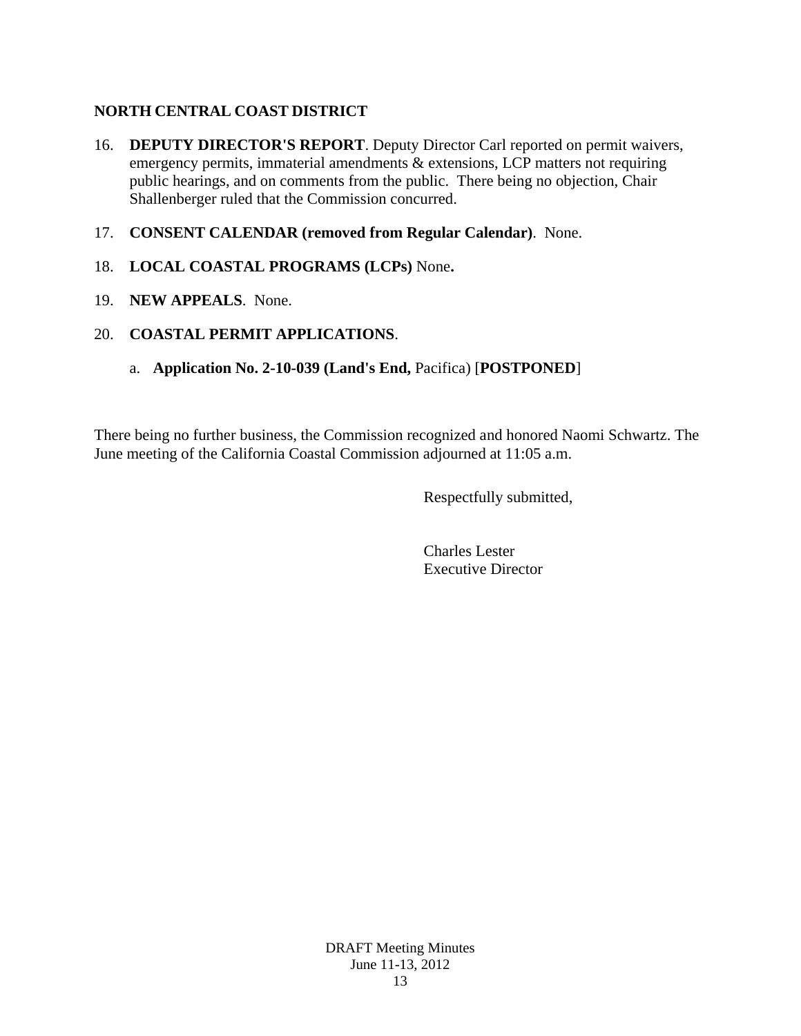**NORTH CENTRAL COAST DISTRICT**

16. **DEPUTY DIRECTOR'S REPORT**. Deputy Director Carl reported on permit waivers, emergency permits, immaterial amendments & extensions, LCP matters not requiring public hearings, and on comments from the public. There being no objection, Chair Shallenberger ruled that the Commission concurred.

17. **CONSENT CALENDAR (removed from Regular Calendar)**. None.

18. **LOCAL COASTAL PROGRAMS (LCPs)** None**.**

19. **NEW APPEALS**. None.

20. **COASTAL PERMIT APPLICATIONS**.

    a. **Application No. 2-10-039 (Land's End,** Pacifica) [**POSTPONED**]

There being no further business, the Commission recognized and honored Naomi Schwartz. The June meeting of the California Coastal Commission adjourned at 11:05 a.m.

Respectfully submitted,

Charles Lester
Executive Director